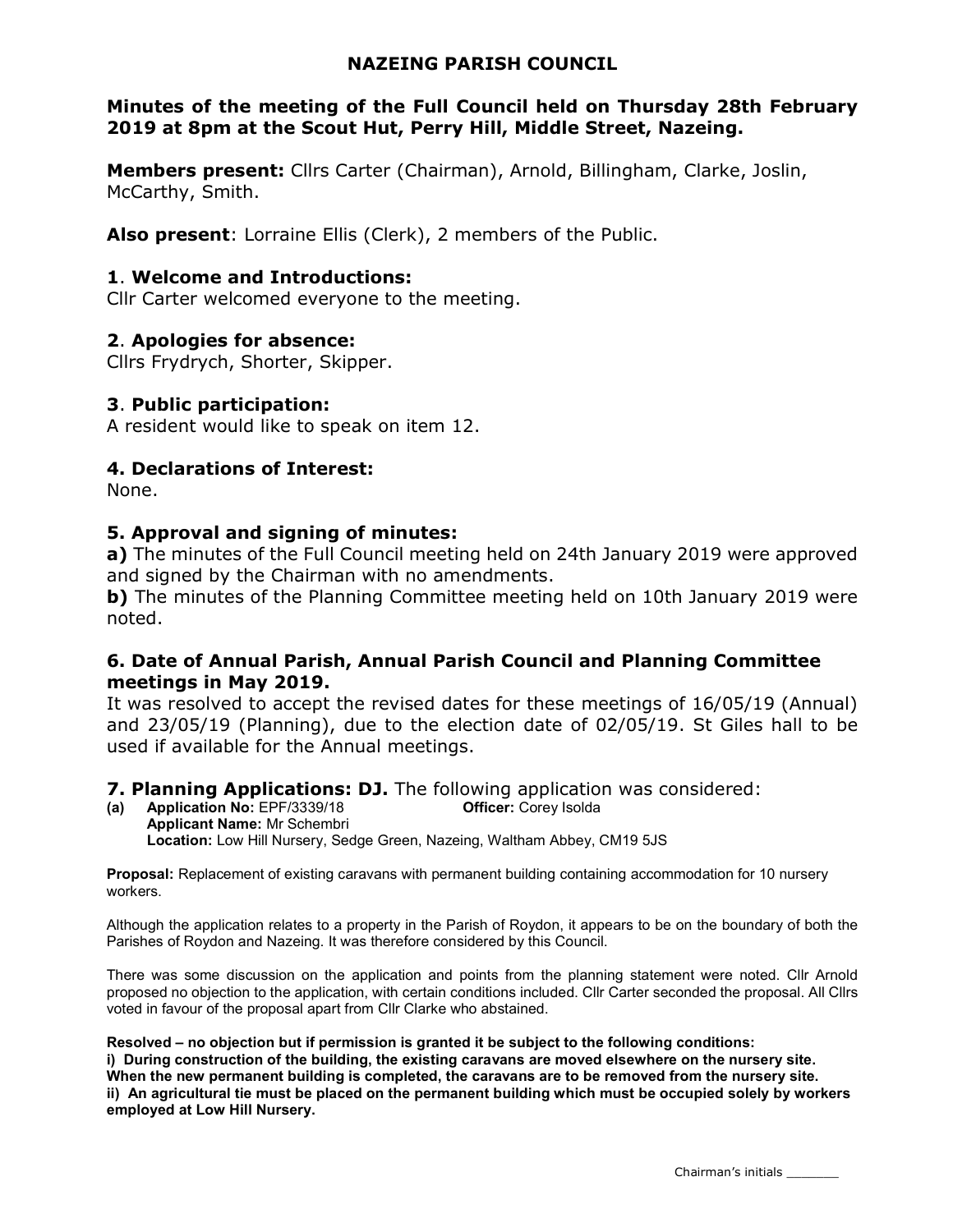# NAZEING PARISH COUNCIL

## Minutes of the meeting of the Full Council held on Thursday 28th February 2019 at 8pm at the Scout Hut, Perry Hill, Middle Street, Nazeing.

**Members present:** Cllrs Carter (Chairman), Arnold, Billingham, Clarke, Joslin, McCarthy, Smith.

**Also present**: Lorraine Ellis (Clerk), 2 members of the Public.

### 1. Welcome and Introductions:

Cllr Carter welcomed everyone to the meeting.

### 2. Apologies for absence:

Cllrs Frydrych, Shorter, Skipper.

### 3. Public participation:

A resident would like to speak on item 12.

### 4. Declarations of Interest:

None.

### 5. Approval and signing of minutes:

**a)** The minutes of the Full Council meeting held on 24th January 2019 were approved and signed by the Chairman with no amendments.

**b)** The minutes of the Planning Committee meeting held on 10th January 2019 were noted.

### 6. Date of Annual Parish, Annual Parish Council and Planning Committee meetings in May 2019.

It was resolved to accept the revised dates for these meetings of 16/05/19 (Annual) and 23/05/19 (Planning), due to the election date of 02/05/19. St Giles hall to be used if available for the Annual meetings.

### 7. Planning Applications: DJ. The following application was considered:

**(a) Application No:** EPF/3339/18 **Officer:** Corey Isolda
**Applicant Name:** Mr Schembri
**Location:** Low Hill Nursery, Sedge Green, Nazeing, Waltham Abbey, CM19 5JS

**Proposal:** Replacement of existing caravans with permanent building containing accommodation for 10 nursery workers.

Although the application relates to a property in the Parish of Roydon, it appears to be on the boundary of both the Parishes of Roydon and Nazeing. It was therefore considered by this Council.

There was some discussion on the application and points from the planning statement were noted. Cllr Arnold proposed no objection to the application, with certain conditions included. Cllr Carter seconded the proposal. All Cllrs voted in favour of the proposal apart from Cllr Clarke who abstained.

**Resolved – no objection but if permission is granted it be subject to the following conditions:**
**i) During construction of the building, the existing caravans are moved elsewhere on the nursery site. When the new permanent building is completed, the caravans are to be removed from the nursery site.**
**ii) An agricultural tie must be placed on the permanent building which must be occupied solely by workers employed at Low Hill Nursery.**

Chairman's initials _______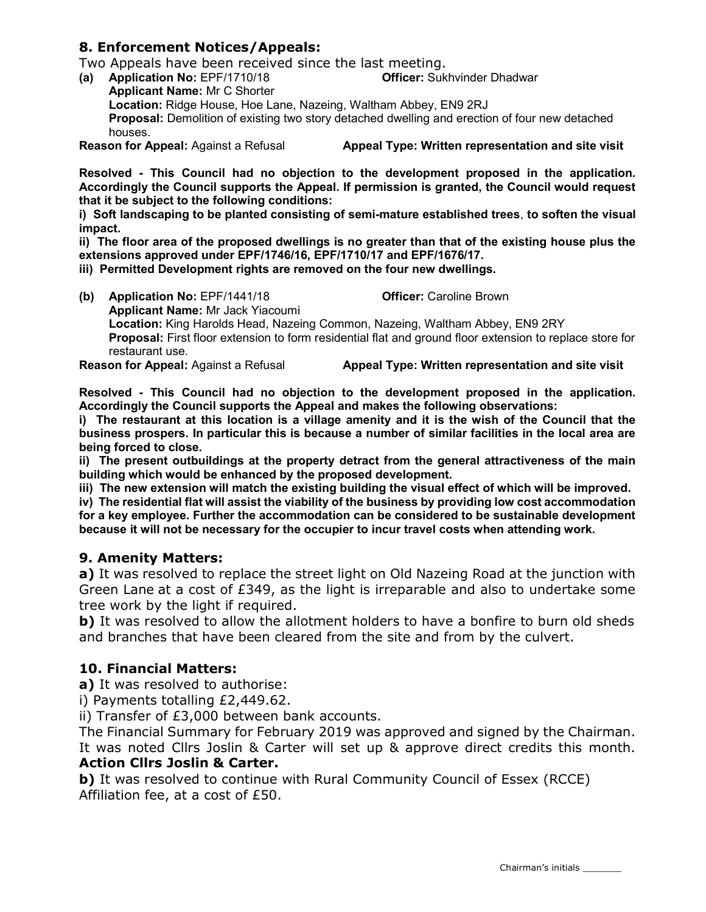## 8. Enforcement Notices/Appeals:

Two Appeals have been received since the last meeting.

**(a) Application No:** EPF/1710/18 **Officer:** Sukhvinder Dhadwar
**Applicant Name:** Mr C Shorter
**Location:** Ridge House, Hoe Lane, Nazeing, Waltham Abbey, EN9 2RJ
**Proposal:** Demolition of existing two story detached dwelling and erection of four new detached houses.
**Reason for Appeal:** Against a Refusal **Appeal Type: Written representation and site visit**

**Resolved - This Council had no objection to the development proposed in the application. Accordingly the Council supports the Appeal. If permission is granted, the Council would request that it be subject to the following conditions:**

**i) Soft landscaping to be planted consisting of semi-mature established trees, to soften the visual impact.**

**ii) The floor area of the proposed dwellings is no greater than that of the existing house plus the extensions approved under EPF/1746/16, EPF/1710/17 and EPF/1676/17.**

**iii) Permitted Development rights are removed on the four new dwellings.**

**(b) Application No:** EPF/1441/18 **Officer:** Caroline Brown
**Applicant Name:** Mr Jack Yiacoumi
**Location:** King Harolds Head, Nazeing Common, Nazeing, Waltham Abbey, EN9 2RY
**Proposal:** First floor extension to form residential flat and ground floor extension to replace store for restaurant use.
**Reason for Appeal:** Against a Refusal **Appeal Type: Written representation and site visit**

**Resolved - This Council had no objection to the development proposed in the application. Accordingly the Council supports the Appeal and makes the following observations:**

**i) The restaurant at this location is a village amenity and it is the wish of the Council that the business prospers. In particular this is because a number of similar facilities in the local area are being forced to close.**

**ii) The present outbuildings at the property detract from the general attractiveness of the main building which would be enhanced by the proposed development.**

**iii) The new extension will match the existing building the visual effect of which will be improved.**

**iv) The residential flat will assist the viability of the business by providing low cost accommodation for a key employee. Further the accommodation can be considered to be sustainable development because it will not be necessary for the occupier to incur travel costs when attending work.**

## 9. Amenity Matters:

**a)** It was resolved to replace the street light on Old Nazeing Road at the junction with Green Lane at a cost of £349, as the light is irreparable and also to undertake some tree work by the light if required.

**b)** It was resolved to allow the allotment holders to have a bonfire to burn old sheds and branches that have been cleared from the site and from by the culvert.

## 10. Financial Matters:

**a)** It was resolved to authorise:

i) Payments totalling £2,449.62.

ii) Transfer of £3,000 between bank accounts.

The Financial Summary for February 2019 was approved and signed by the Chairman. It was noted Cllrs Joslin & Carter will set up & approve direct credits this month.
**Action Cllrs Joslin & Carter.**

**b)** It was resolved to continue with Rural Community Council of Essex (RCCE) Affiliation fee, at a cost of £50.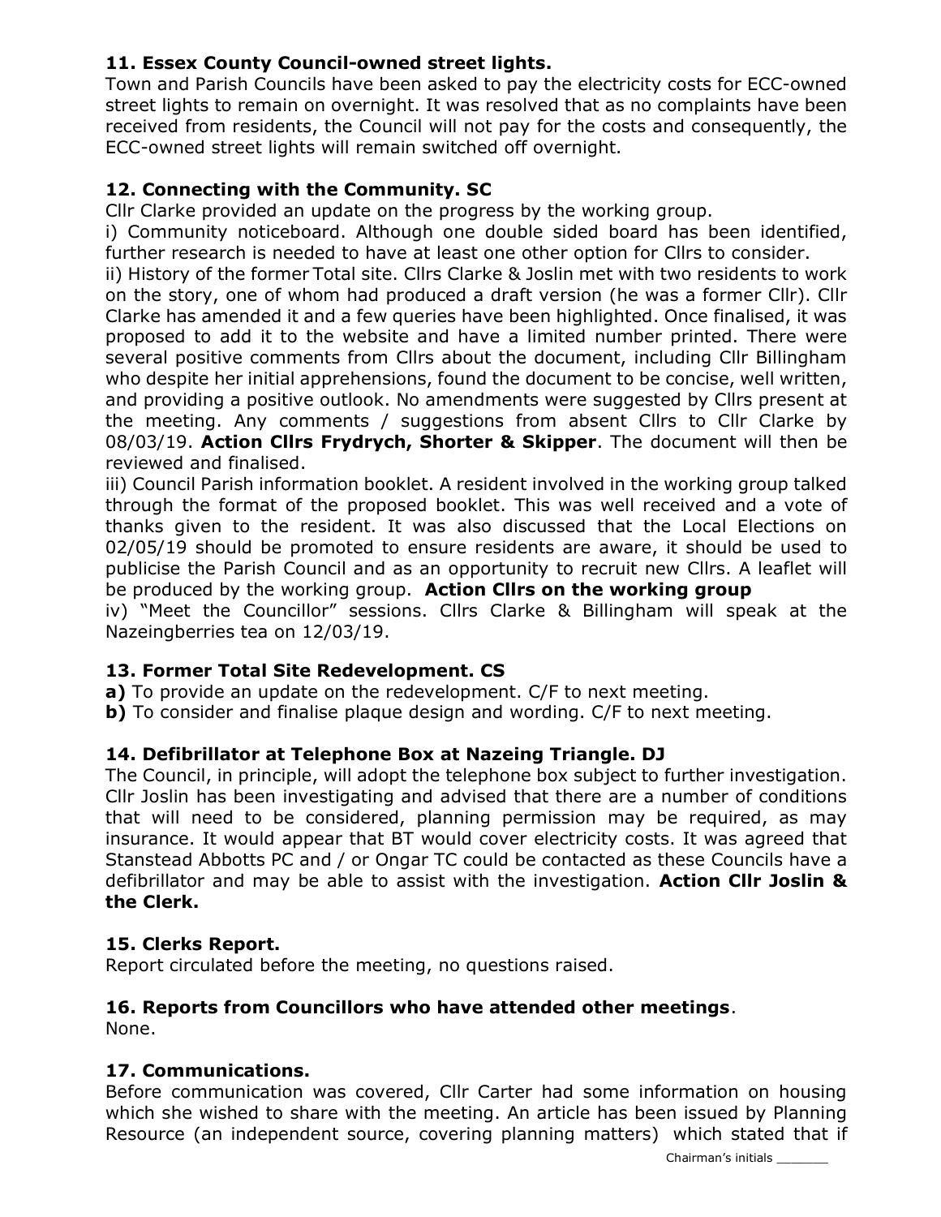**11. Essex County Council-owned street lights.**

Town and Parish Councils have been asked to pay the electricity costs for ECC-owned street lights to remain on overnight. It was resolved that as no complaints have been received from residents, the Council will not pay for the costs and consequently, the ECC-owned street lights will remain switched off overnight.

**12. Connecting with the Community. SC**

Cllr Clarke provided an update on the progress by the working group.

i) Community noticeboard. Although one double sided board has been identified, further research is needed to have at least one other option for Cllrs to consider.

ii) History of the former Total site. Cllrs Clarke & Joslin met with two residents to work on the story, one of whom had produced a draft version (he was a former Cllr). Cllr Clarke has amended it and a few queries have been highlighted. Once finalised, it was proposed to add it to the website and have a limited number printed. There were several positive comments from Cllrs about the document, including Cllr Billingham who despite her initial apprehensions, found the document to be concise, well written, and providing a positive outlook. No amendments were suggested by Cllrs present at the meeting. Any comments / suggestions from absent Cllrs to Cllr Clarke by 08/03/19. **Action Cllrs Frydrych, Shorter & Skipper**. The document will then be reviewed and finalised.

iii) Council Parish information booklet. A resident involved in the working group talked through the format of the proposed booklet. This was well received and a vote of thanks given to the resident. It was also discussed that the Local Elections on 02/05/19 should be promoted to ensure residents are aware, it should be used to publicise the Parish Council and as an opportunity to recruit new Cllrs. A leaflet will be produced by the working group. **Action Cllrs on the working group**

iv) "Meet the Councillor" sessions. Cllrs Clarke & Billingham will speak at the Nazeingberries tea on 12/03/19.

**13. Former Total Site Redevelopment. CS**

**a)** To provide an update on the redevelopment. C/F to next meeting.

**b)** To consider and finalise plaque design and wording. C/F to next meeting.

**14. Defibrillator at Telephone Box at Nazeing Triangle. DJ**

The Council, in principle, will adopt the telephone box subject to further investigation. Cllr Joslin has been investigating and advised that there are a number of conditions that will need to be considered, planning permission may be required, as may insurance. It would appear that BT would cover electricity costs. It was agreed that Stanstead Abbotts PC and / or Ongar TC could be contacted as these Councils have a defibrillator and may be able to assist with the investigation. **Action Cllr Joslin & the Clerk.**

**15. Clerks Report.**

Report circulated before the meeting, no questions raised.

**16. Reports from Councillors who have attended other meetings**.

None.

**17. Communications.**

Before communication was covered, Cllr Carter had some information on housing which she wished to share with the meeting. An article has been issued by Planning Resource (an independent source, covering planning matters) which stated that if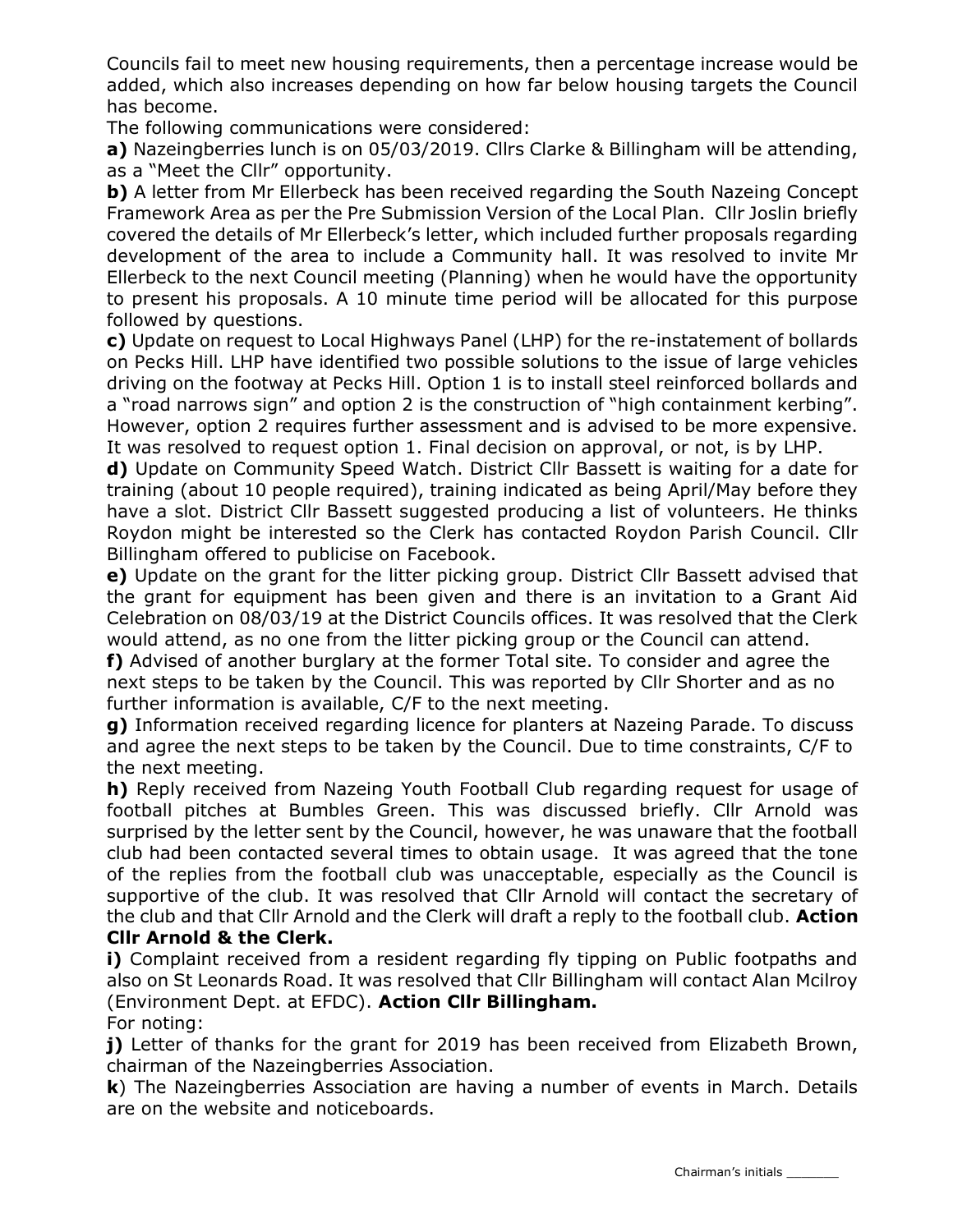Councils fail to meet new housing requirements, then a percentage increase would be added, which also increases depending on how far below housing targets the Council has become.

The following communications were considered:

**a)** Nazeingberries lunch is on 05/03/2019. Cllrs Clarke & Billingham will be attending, as a "Meet the Cllr" opportunity.

**b)** A letter from Mr Ellerbeck has been received regarding the South Nazeing Concept Framework Area as per the Pre Submission Version of the Local Plan. Cllr Joslin briefly covered the details of Mr Ellerbeck's letter, which included further proposals regarding development of the area to include a Community hall. It was resolved to invite Mr Ellerbeck to the next Council meeting (Planning) when he would have the opportunity to present his proposals. A 10 minute time period will be allocated for this purpose followed by questions.

**c)** Update on request to Local Highways Panel (LHP) for the re-instatement of bollards on Pecks Hill. LHP have identified two possible solutions to the issue of large vehicles driving on the footway at Pecks Hill. Option 1 is to install steel reinforced bollards and a "road narrows sign" and option 2 is the construction of "high containment kerbing". However, option 2 requires further assessment and is advised to be more expensive. It was resolved to request option 1. Final decision on approval, or not, is by LHP.

**d)** Update on Community Speed Watch. District Cllr Bassett is waiting for a date for training (about 10 people required), training indicated as being April/May before they have a slot. District Cllr Bassett suggested producing a list of volunteers. He thinks Roydon might be interested so the Clerk has contacted Roydon Parish Council. Cllr Billingham offered to publicise on Facebook.

**e)** Update on the grant for the litter picking group. District Cllr Bassett advised that the grant for equipment has been given and there is an invitation to a Grant Aid Celebration on 08/03/19 at the District Councils offices. It was resolved that the Clerk would attend, as no one from the litter picking group or the Council can attend.

**f)** Advised of another burglary at the former Total site. To consider and agree the next steps to be taken by the Council. This was reported by Cllr Shorter and as no further information is available, C/F to the next meeting.

**g)** Information received regarding licence for planters at Nazeing Parade. To discuss and agree the next steps to be taken by the Council. Due to time constraints, C/F to the next meeting.

**h)** Reply received from Nazeing Youth Football Club regarding request for usage of football pitches at Bumbles Green. This was discussed briefly. Cllr Arnold was surprised by the letter sent by the Council, however, he was unaware that the football club had been contacted several times to obtain usage. It was agreed that the tone of the replies from the football club was unacceptable, especially as the Council is supportive of the club. It was resolved that Cllr Arnold will contact the secretary of the club and that Cllr Arnold and the Clerk will draft a reply to the football club. **Action Cllr Arnold & the Clerk.**

**i)** Complaint received from a resident regarding fly tipping on Public footpaths and also on St Leonards Road. It was resolved that Cllr Billingham will contact Alan Mcilroy (Environment Dept. at EFDC). **Action Cllr Billingham.**

For noting:

**j)** Letter of thanks for the grant for 2019 has been received from Elizabeth Brown, chairman of the Nazeingberries Association.

**k**) The Nazeingberries Association are having a number of events in March. Details are on the website and noticeboards.

Chairman's initials _______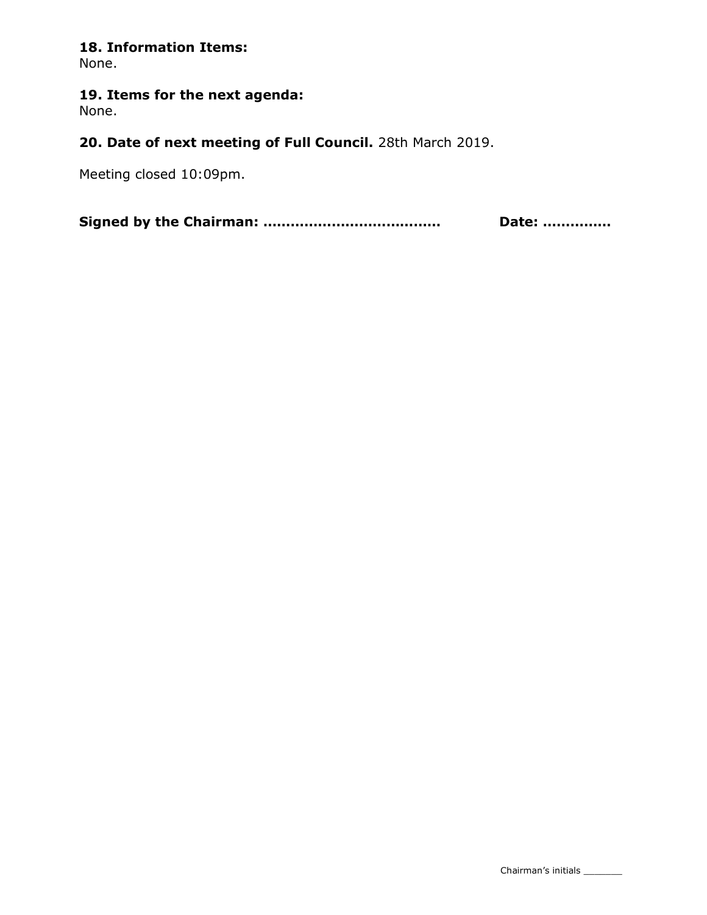**18. Information Items:**
None.

**19. Items for the next agenda:**
None.

**20. Date of next meeting of Full Council.** 28th March 2019.

Meeting closed 10:09pm.

**Signed by the Chairman: ……………………………… Date: …………..**

Chairman's initials _______